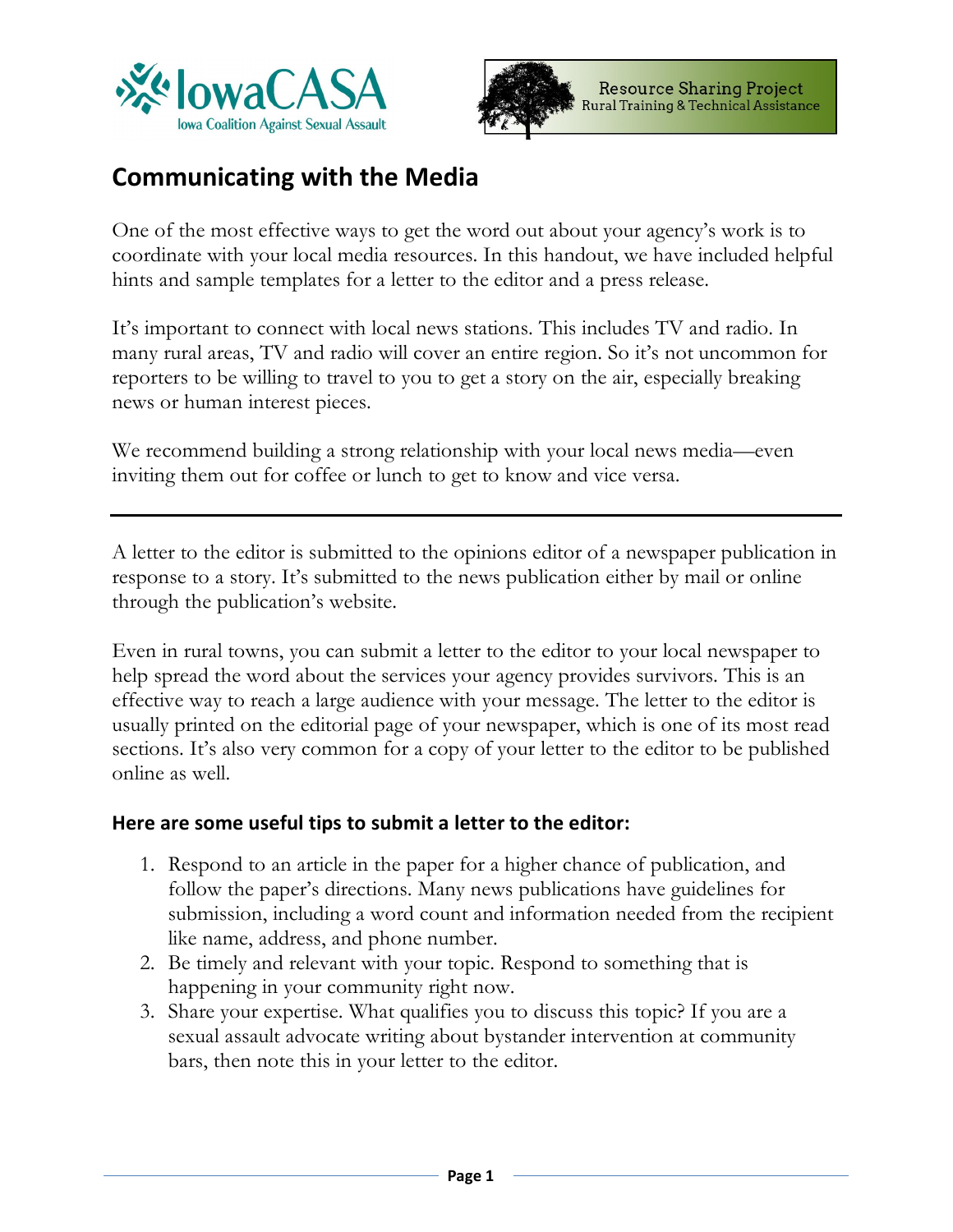IowaCASA
Iowa Coalition Against Sexual Assault

Resource Sharing Project
Rural Training & Technical Assistance

# Communicating with the Media

One of the most effective ways to get the word out about your agency's work is to coordinate with your local media resources. In this handout, we have included helpful hints and sample templates for a letter to the editor and a press release.

It's important to connect with local news stations. This includes TV and radio. In many rural areas, TV and radio will cover an entire region. So it's not uncommon for reporters to be willing to travel to you to get a story on the air, especially breaking news or human interest pieces.

We recommend building a strong relationship with your local news media—even inviting them out for coffee or lunch to get to know and vice versa.

---

A letter to the editor is submitted to the opinions editor of a newspaper publication in response to a story. It's submitted to the news publication either by mail or online through the publication's website.

Even in rural towns, you can submit a letter to the editor to your local newspaper to help spread the word about the services your agency provides survivors. This is an effective way to reach a large audience with your message. The letter to the editor is usually printed on the editorial page of your newspaper, which is one of its most read sections. It's also very common for a copy of your letter to the editor to be published online as well.

### Here are some useful tips to submit a letter to the editor:

1. Respond to an article in the paper for a higher chance of publication, and follow the paper's directions. Many news publications have guidelines for submission, including a word count and information needed from the recipient like name, address, and phone number.
2. Be timely and relevant with your topic. Respond to something that is happening in your community right now.
3. Share your expertise. What qualifies you to discuss this topic? If you are a sexual assault advocate writing about bystander intervention at community bars, then note this in your letter to the editor.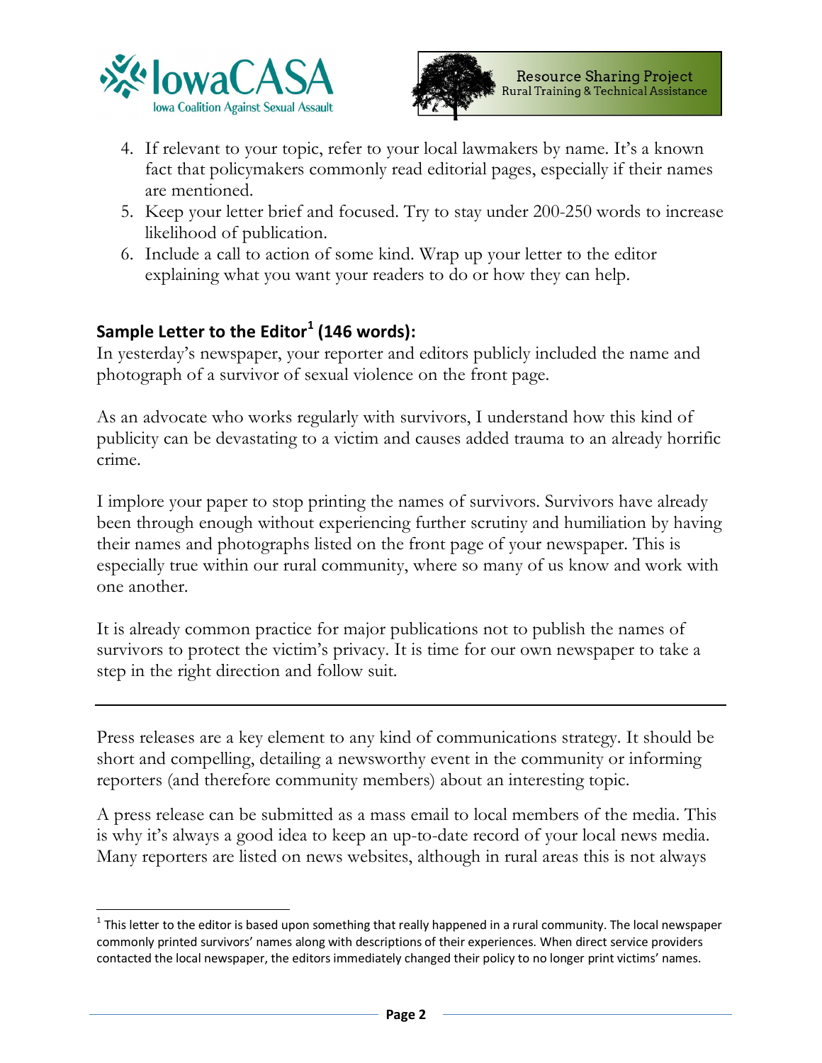4. If relevant to your topic, refer to your local lawmakers by name. It's a known fact that policymakers commonly read editorial pages, especially if their names are mentioned.
5. Keep your letter brief and focused. Try to stay under 200-250 words to increase likelihood of publication.
6. Include a call to action of some kind. Wrap up your letter to the editor explaining what you want your readers to do or how they can help.

**Sample Letter to the Editor[1] (146 words):**

In yesterday's newspaper, your reporter and editors publicly included the name and photograph of a survivor of sexual violence on the front page.

As an advocate who works regularly with survivors, I understand how this kind of publicity can be devastating to a victim and causes added trauma to an already horrific crime.

I implore your paper to stop printing the names of survivors. Survivors have already been through enough without experiencing further scrutiny and humiliation by having their names and photographs listed on the front page of your newspaper. This is especially true within our rural community, where so many of us know and work with one another.

It is already common practice for major publications not to publish the names of survivors to protect the victim's privacy. It is time for our own newspaper to take a step in the right direction and follow suit.

---

Press releases are a key element to any kind of communications strategy. It should be short and compelling, detailing a newsworthy event in the community or informing reporters (and therefore community members) about an interesting topic.

A press release can be submitted as a mass email to local members of the media. This is why it's always a good idea to keep an up-to-date record of your local news media. Many reporters are listed on news websites, although in rural areas this is not always

---

[1] This letter to the editor is based upon something that really happened in a rural community. The local newspaper commonly printed survivors' names along with descriptions of their experiences. When direct service providers contacted the local newspaper, the editors immediately changed their policy to no longer print victims' names.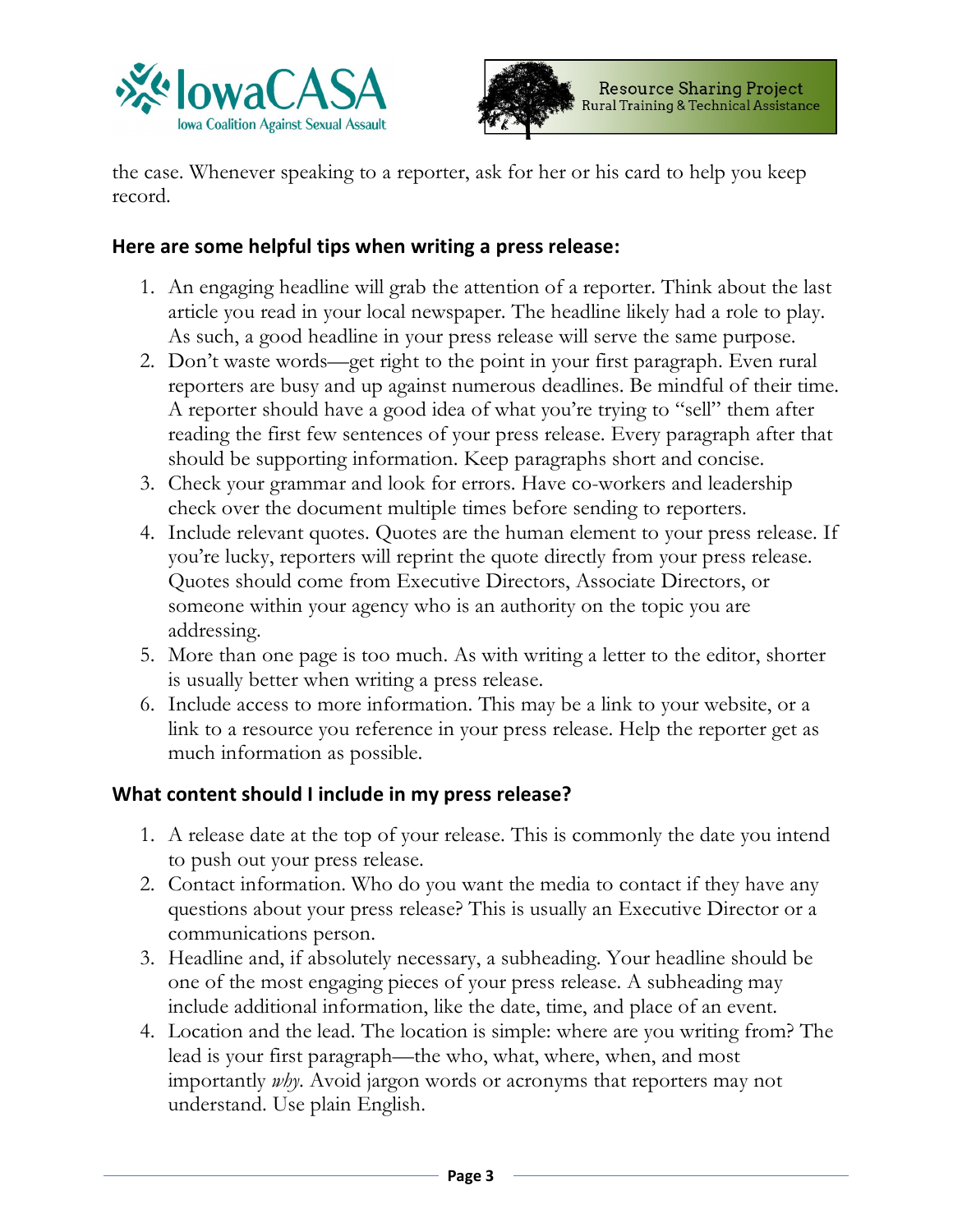the case. Whenever speaking to a reporter, ask for her or his card to help you keep record.

### Here are some helpful tips when writing a press release:

1. An engaging headline will grab the attention of a reporter. Think about the last article you read in your local newspaper. The headline likely had a role to play. As such, a good headline in your press release will serve the same purpose.
2. Don't waste words—get right to the point in your first paragraph. Even rural reporters are busy and up against numerous deadlines. Be mindful of their time. A reporter should have a good idea of what you're trying to "sell" them after reading the first few sentences of your press release. Every paragraph after that should be supporting information. Keep paragraphs short and concise.
3. Check your grammar and look for errors. Have co-workers and leadership check over the document multiple times before sending to reporters.
4. Include relevant quotes. Quotes are the human element to your press release. If you're lucky, reporters will reprint the quote directly from your press release. Quotes should come from Executive Directors, Associate Directors, or someone within your agency who is an authority on the topic you are addressing.
5. More than one page is too much. As with writing a letter to the editor, shorter is usually better when writing a press release.
6. Include access to more information. This may be a link to your website, or a link to a resource you reference in your press release. Help the reporter get as much information as possible.

### What content should I include in my press release?

1. A release date at the top of your release. This is commonly the date you intend to push out your press release.
2. Contact information. Who do you want the media to contact if they have any questions about your press release? This is usually an Executive Director or a communications person.
3. Headline and, if absolutely necessary, a subheading. Your headline should be one of the most engaging pieces of your press release. A subheading may include additional information, like the date, time, and place of an event.
4. Location and the lead. The location is simple: where are you writing from? The lead is your first paragraph—the who, what, where, when, and most importantly *why*. Avoid jargon words or acronyms that reporters may not understand. Use plain English.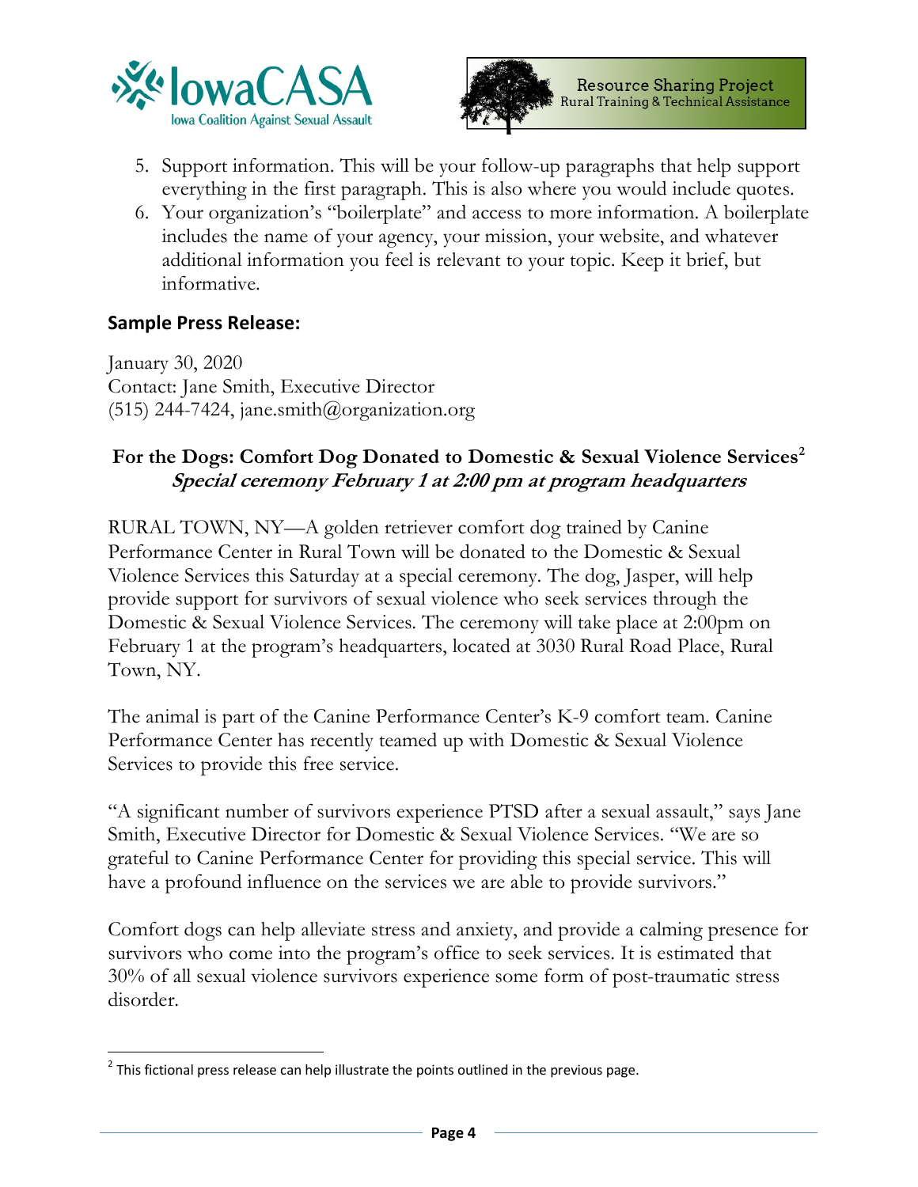5. Support information. This will be your follow-up paragraphs that help support everything in the first paragraph. This is also where you would include quotes.
6. Your organization's "boilerplate" and access to more information. A boilerplate includes the name of your agency, your mission, your website, and whatever additional information you feel is relevant to your topic. Keep it brief, but informative.

### Sample Press Release:

January 30, 2020
Contact: Jane Smith, Executive Director
(515) 244-7424, jane.smith@organization.org

**For the Dogs: Comfort Dog Donated to Domestic & Sexual Violence Services**[2]
***Special ceremony February 1 at 2:00 pm at program headquarters***

RURAL TOWN, NY—A golden retriever comfort dog trained by Canine Performance Center in Rural Town will be donated to the Domestic & Sexual Violence Services this Saturday at a special ceremony. The dog, Jasper, will help provide support for survivors of sexual violence who seek services through the Domestic & Sexual Violence Services. The ceremony will take place at 2:00pm on February 1 at the program's headquarters, located at 3030 Rural Road Place, Rural Town, NY.

The animal is part of the Canine Performance Center's K-9 comfort team. Canine Performance Center has recently teamed up with Domestic & Sexual Violence Services to provide this free service.

"A significant number of survivors experience PTSD after a sexual assault," says Jane Smith, Executive Director for Domestic & Sexual Violence Services. "We are so grateful to Canine Performance Center for providing this special service. This will have a profound influence on the services we are able to provide survivors."

Comfort dogs can help alleviate stress and anxiety, and provide a calming presence for survivors who come into the program's office to seek services. It is estimated that 30% of all sexual violence survivors experience some form of post-traumatic stress disorder.

[2] This fictional press release can help illustrate the points outlined in the previous page.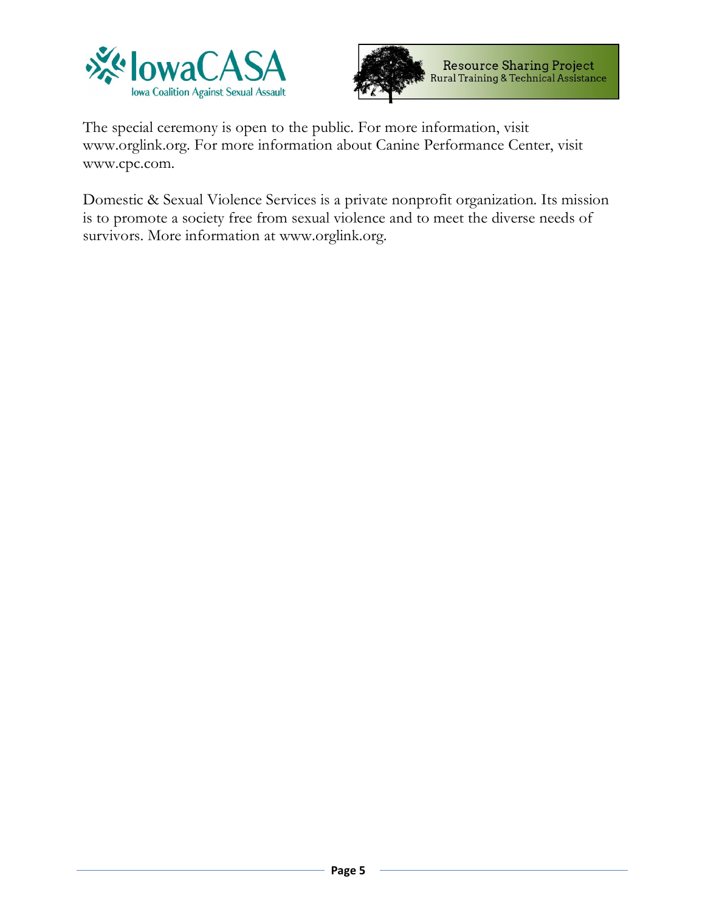The special ceremony is open to the public. For more information, visit www.orglink.org. For more information about Canine Performance Center, visit www.cpc.com.

Domestic & Sexual Violence Services is a private nonprofit organization. Its mission is to promote a society free from sexual violence and to meet the diverse needs of survivors. More information at www.orglink.org.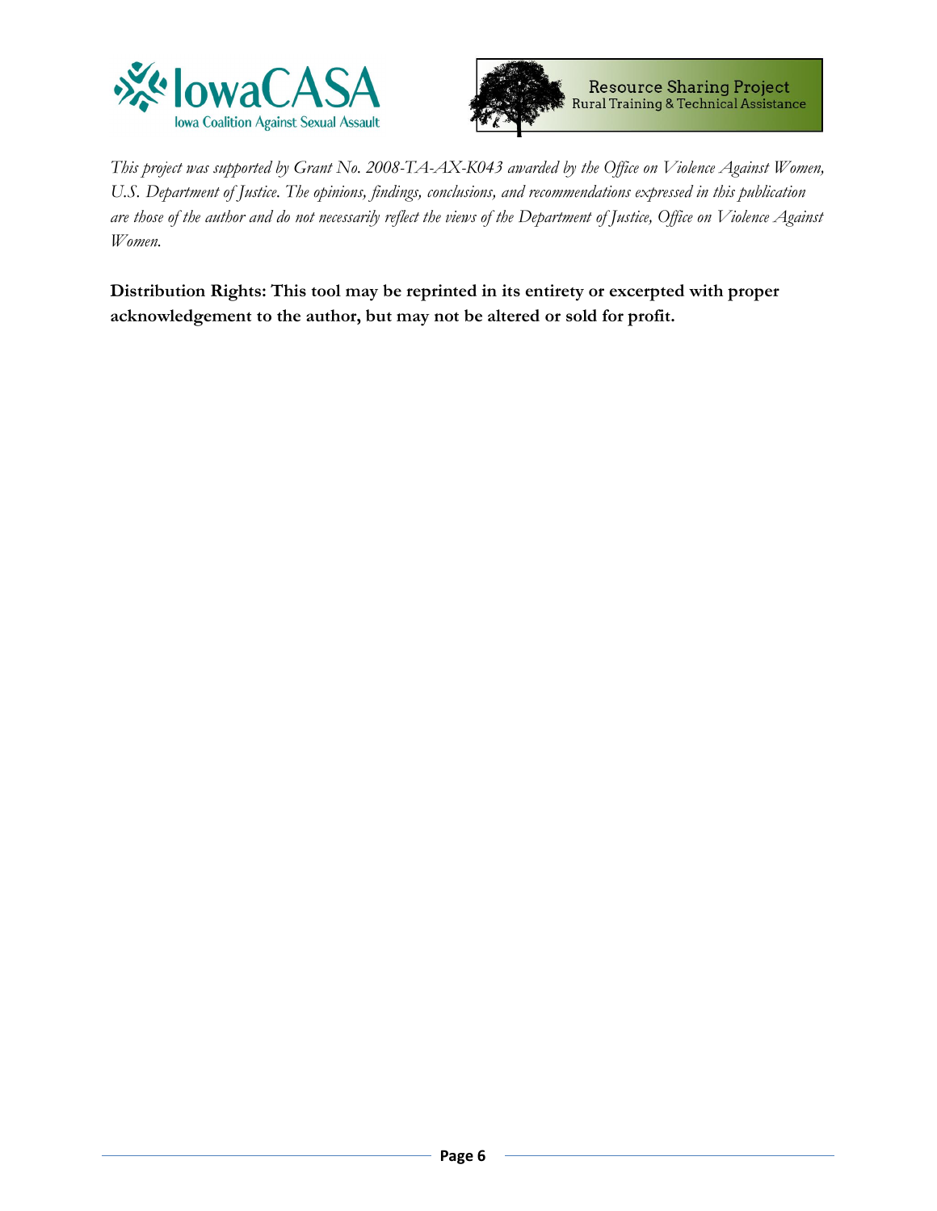IowaCASA
Iowa Coalition Against Sexual Assault

Resource Sharing Project
Rural Training & Technical Assistance

*This project was supported by Grant No. 2008-TA-AX-K043 awarded by the Office on Violence Against Women, U.S. Department of Justice. The opinions, findings, conclusions, and recommendations expressed in this publication are those of the author and do not necessarily reflect the views of the Department of Justice, Office on Violence Against Women.*

**Distribution Rights: This tool may be reprinted in its entirety or excerpted with proper acknowledgement to the author, but may not be altered or sold for profit.**